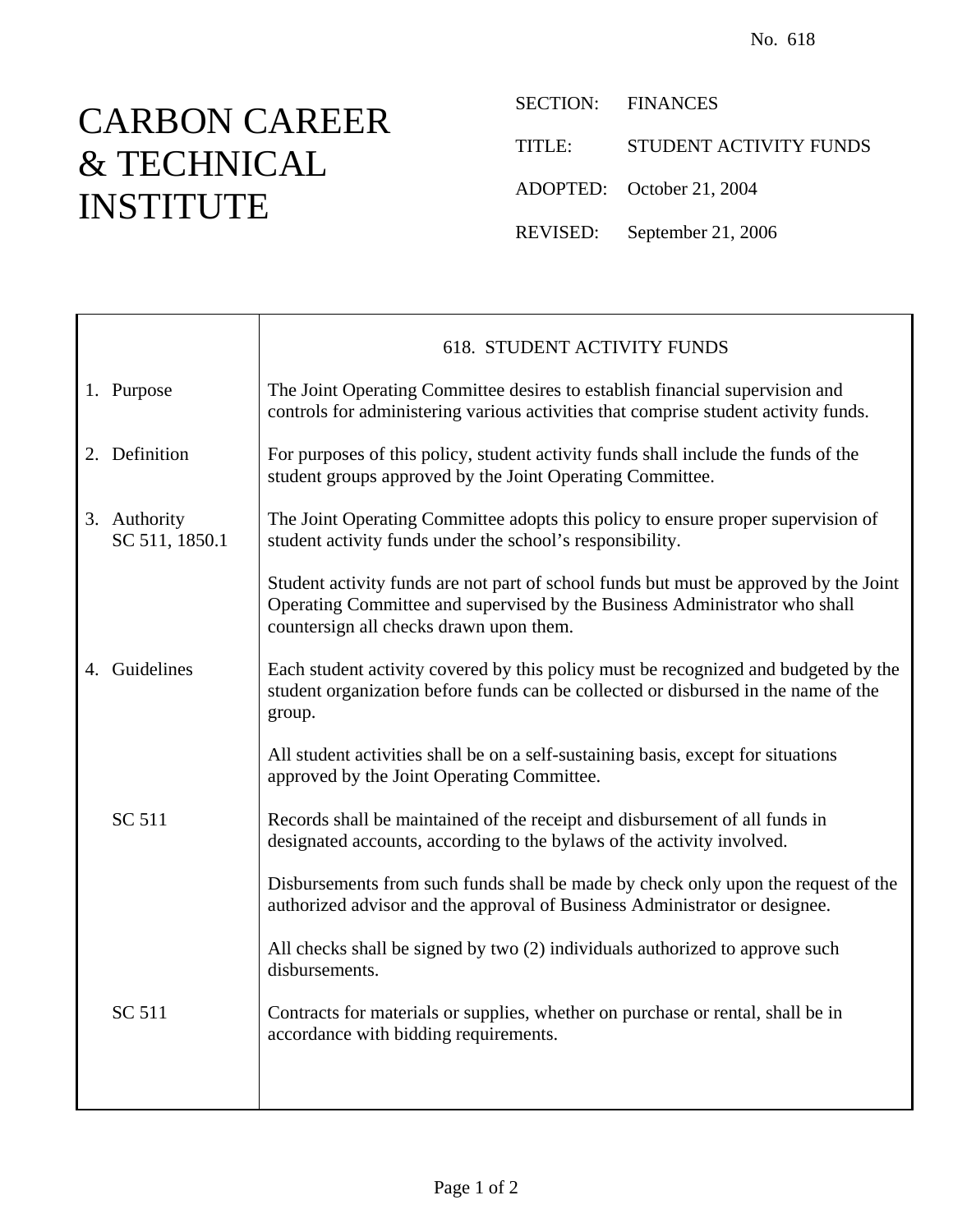No. 618

# CARBON CAREER & TECHNICAL INSTITUTE

SECTION: FINANCES

TITLE: STUDENT ACTIVITY FUNDS

ADOPTED: October 21, 2004

REVISED: September 21, 2006

## 618. STUDENT ACTIVITY FUNDS

**1. Purpose**

The Joint Operating Committee desires to establish financial supervision and controls for administering various activities that comprise student activity funds.

**2. Definition**

For purposes of this policy, student activity funds shall include the funds of the student groups approved by the Joint Operating Committee.

**3. Authority**
SC 511, 1850.1

The Joint Operating Committee adopts this policy to ensure proper supervision of student activity funds under the school's responsibility.

Student activity funds are not part of school funds but must be approved by the Joint Operating Committee and supervised by the Business Administrator who shall countersign all checks drawn upon them.

**4. Guidelines**

Each student activity covered by this policy must be recognized and budgeted by the student organization before funds can be collected or disbursed in the name of the group.

All student activities shall be on a self-sustaining basis, except for situations approved by the Joint Operating Committee.

SC 511

Records shall be maintained of the receipt and disbursement of all funds in designated accounts, according to the bylaws of the activity involved.

Disbursements from such funds shall be made by check only upon the request of the authorized advisor and the approval of Business Administrator or designee.

All checks shall be signed by two (2) individuals authorized to approve such disbursements.

SC 511

Contracts for materials or supplies, whether on purchase or rental, shall be in accordance with bidding requirements.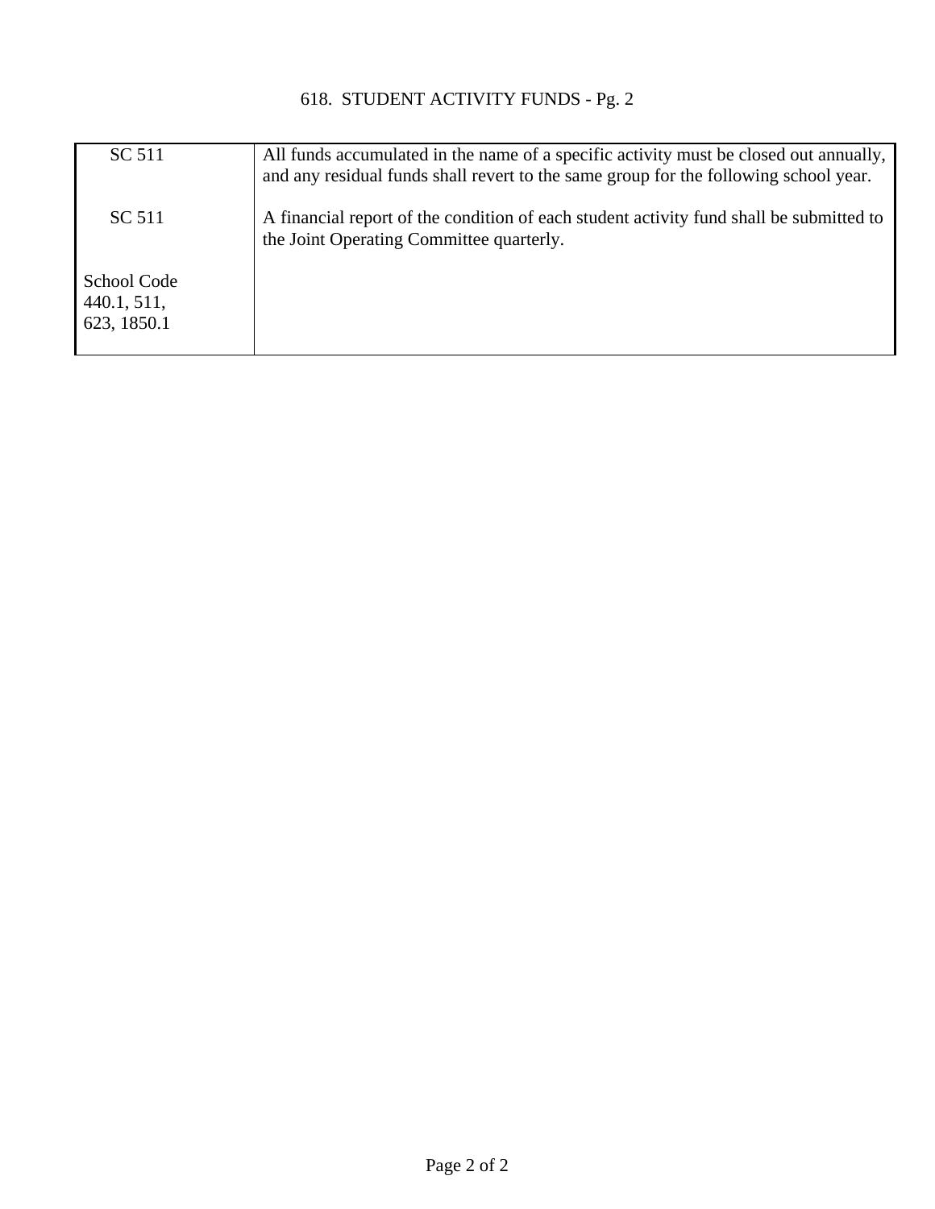# 618. STUDENT ACTIVITY FUNDS - Pg. 2

| | |
|---|---|
| SC 511 | All funds accumulated in the name of a specific activity must be closed out annually, and any residual funds shall revert to the same group for the following school year. |
| SC 511 | A financial report of the condition of each student activity fund shall be submitted to the Joint Operating Committee quarterly. |
| School Code 440.1, 511, 623, 1850.1 | |